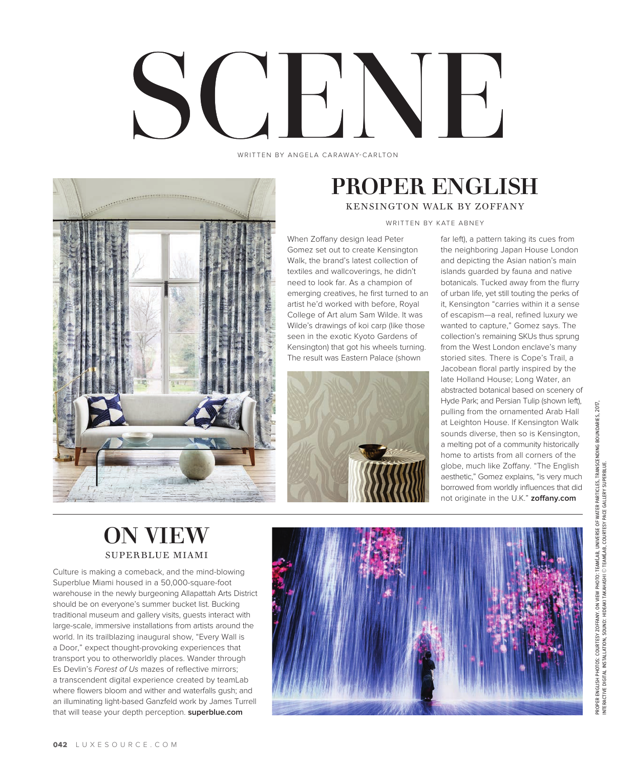# SCENE

WRITTEN BY ANGELA CARAWAY-CARLTON

## PROPER ENGLISH

### KENSINGTON WALK BY ZOFFANY

WRITTEN BY KATE ABNEY

When Zoffany design lead Peter Gomez set out to create Kensington Walk, the brand's latest collection of textiles and wallcoverings, he didn't need to look far. As a champion of emerging creatives, he first turned to an artist he'd worked with before, Royal College of Art alum Sam Wilde. It was Wilde's drawings of koi carp (like those seen in the exotic Kyoto Gardens of Kensington) that got his wheels turning. The result was Eastern Palace (shown far left), a pattern taking its cues from the neighboring Japan House London and depicting the Asian nation's main islands guarded by fauna and native botanicals. Tucked away from the flurry of urban life, yet still touting the perks of it, Kensington "carries within it a sense of escapism—a real, refined luxury we wanted to capture," Gomez says. The collection's remaining SKUs thus sprung from the West London enclave's many storied sites. There is Cope's Trail, a Jacobean floral partly inspired by the late Holland House; Long Water, an abstracted botanical based on scenery of Hyde Park; and Persian Tulip (shown left), pulling from the ornamented Arab Hall at Leighton House. If Kensington Walk sounds diverse, then so is Kensington, a melting pot of a community historically home to artists from all corners of the globe, much like Zoffany. "The English aesthetic," Gomez explains, "is very much borrowed from worldly influences that did not originate in the U.K." **zoffany.com**

## ON VIEW

### SUPERBLUE MIAMI

Culture is making a comeback, and the mind-blowing Superblue Miami housed in a 50,000-square-foot warehouse in the newly burgeoning Allapattah Arts District should be on everyone's summer bucket list. Bucking traditional museum and gallery visits, guests interact with large-scale, immersive installations from artists around the world. In its trailblazing inaugural show, "Every Wall is a Door," expect thought-provoking experiences that transport you to otherworldly places. Wander through Es Devlin's *Forest of Us* mazes of reflective mirrors; a transcendent digital experience created by teamLab where flowers bloom and wither and waterfalls gush; and an illuminating light-based Ganzfeld work by James Turrell that will tease your depth perception. **superblue.com**

PROPER ENGLISH PHOTOS: COURTESY ZOFFANY. ON VIEW PHOTO: TEAMLAB, UNIVERSE OF WATER PARTICLES, TRANSCENDING BOUNDARIES, 2017, INTERACTIVE DIGITAL INSTALLATION, SOUND: HIDEAKI TAKAHASHI © TEAMLAB, COURTESY PACE GALLERY SUPERBLUE.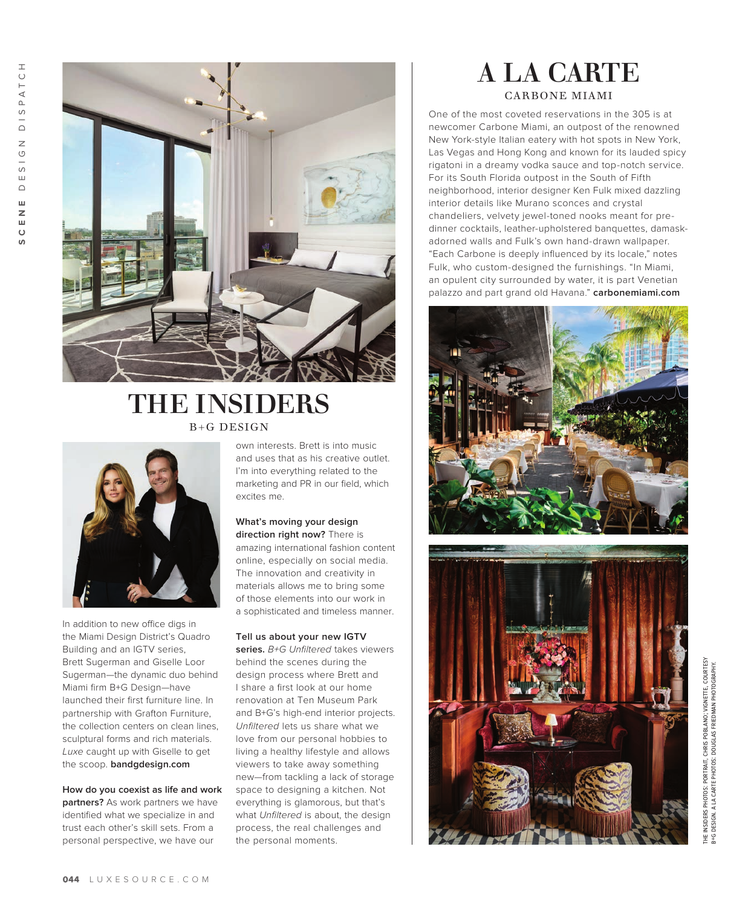# THE INSIDERS

B+G DESIGN

In addition to new office digs in the Miami Design District's Quadro Building and an IGTV series, Brett Sugerman and Giselle Loor Sugerman—the dynamic duo behind Miami firm B+G Design—have launched their first furniture line. In partnership with Grafton Furniture, the collection centers on clean lines, sculptural forms and rich materials. *Luxe* caught up with Giselle to get the scoop. **bandgdesign.com**

**How do you coexist as life and work partners?** As work partners we have identified what we specialize in and trust each other's skill sets. From a personal perspective, we have our own interests. Brett is into music and uses that as his creative outlet. I'm into everything related to the marketing and PR in our field, which excites me.

**What's moving your design direction right now?** There is amazing international fashion content online, especially on social media. The innovation and creativity in materials allows me to bring some of those elements into our work in a sophisticated and timeless manner.

**Tell us about your new IGTV series.** *B+G Unfiltered* takes viewers behind the scenes during the design process where Brett and I share a first look at our home renovation at Ten Museum Park and B+G's high-end interior projects. *Unfiltered* lets us share what we love from our personal hobbies to living a healthy lifestyle and allows viewers to take away something new—from tackling a lack of storage space to designing a kitchen. Not everything is glamorous, but that's what *Unfiltered* is about, the design process, the real challenges and the personal moments.

# A LA CARTE

CARBONE MIAMI

One of the most coveted reservations in the 305 is at newcomer Carbone Miami, an outpost of the renowned New York-style Italian eatery with hot spots in New York, Las Vegas and Hong Kong and known for its lauded spicy rigatoni in a dreamy vodka sauce and top-notch service. For its South Florida outpost in the South of Fifth neighborhood, interior designer Ken Fulk mixed dazzling interior details like Murano sconces and crystal chandeliers, velvety jewel-toned nooks meant for pre-dinner cocktails, leather-upholstered banquettes, damask-adorned walls and Fulk's own hand-drawn wallpaper. "Each Carbone is deeply influenced by its locale," notes Fulk, who custom-designed the furnishings. "In Miami, an opulent city surrounded by water, it is part Venetian palazzo and part grand old Havana." **carbonemiami.com**

THE INSIDERS PHOTOS: PORTRAIT, CHRIS POBLANO; VIGNETTE, COURTESY B+G DESIGN. A LA CARTE PHOTOS: DOUGLAS FRIEDMAN PHOTOGRAPHY.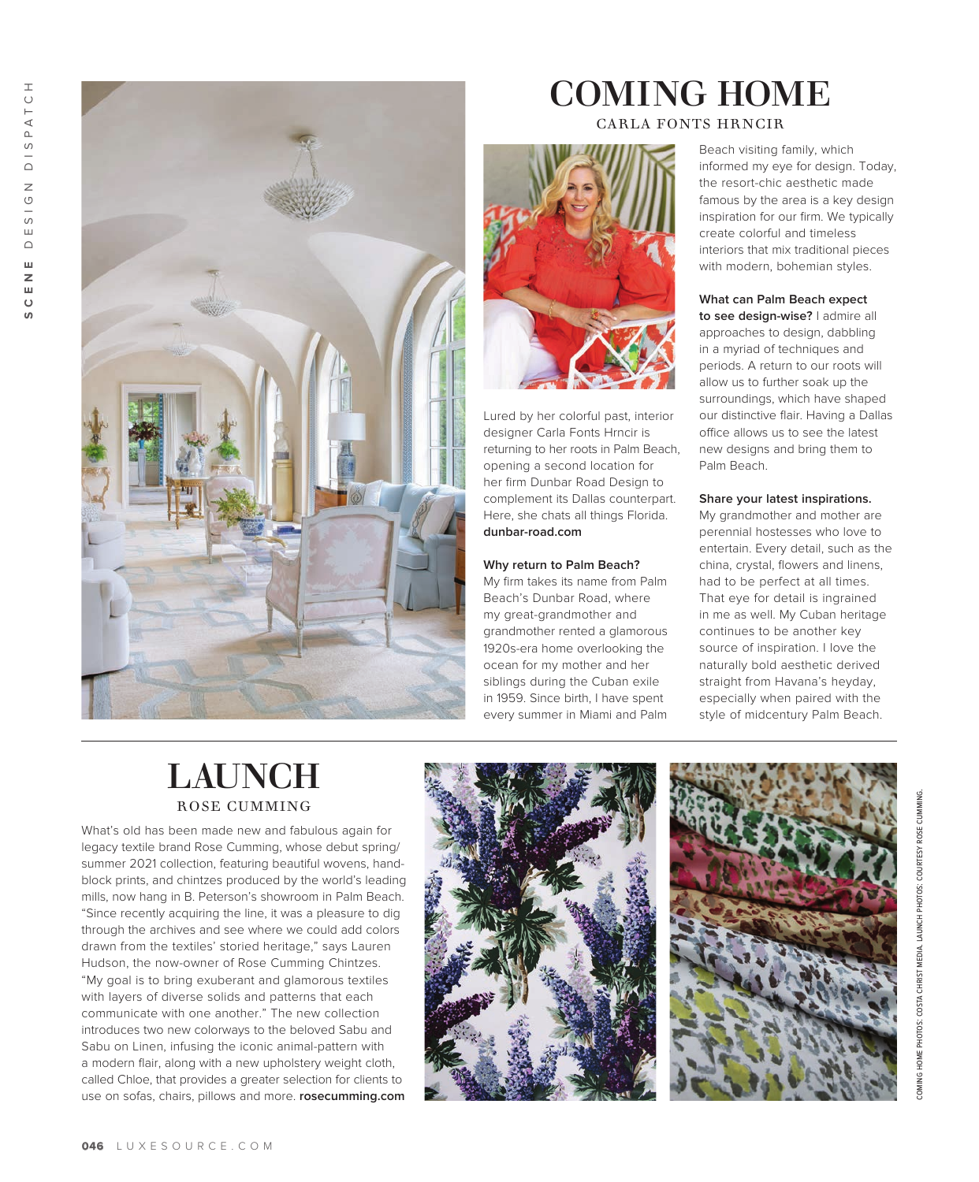# COMING HOME

## CARLA FONTS HRNCIR

Lured by her colorful past, interior designer Carla Fonts Hrncir is returning to her roots in Palm Beach, opening a second location for her firm Dunbar Road Design to complement its Dallas counterpart. Here, she chats all things Florida. **dunbar-road.com**

**Why return to Palm Beach?** My firm takes its name from Palm Beach's Dunbar Road, where my great-grandmother and grandmother rented a glamorous 1920s-era home overlooking the ocean for my mother and her siblings during the Cuban exile in 1959. Since birth, I have spent every summer in Miami and Palm Beach visiting family, which informed my eye for design. Today, the resort-chic aesthetic made famous by the area is a key design inspiration for our firm. We typically create colorful and timeless interiors that mix traditional pieces with modern, bohemian styles.

**What can Palm Beach expect to see design-wise?** I admire all approaches to design, dabbling in a myriad of techniques and periods. A return to our roots will allow us to further soak up the surroundings, which have shaped our distinctive flair. Having a Dallas office allows us to see the latest new designs and bring them to Palm Beach.

**Share your latest inspirations.** My grandmother and mother are perennial hostesses who love to entertain. Every detail, such as the china, crystal, flowers and linens, had to be perfect at all times. That eye for detail is ingrained in me as well. My Cuban heritage continues to be another key source of inspiration. I love the naturally bold aesthetic derived straight from Havana's heyday, especially when paired with the style of midcentury Palm Beach.

# LAUNCH

## ROSE CUMMING

What's old has been made new and fabulous again for legacy textile brand Rose Cumming, whose debut spring/summer 2021 collection, featuring beautiful wovens, hand-block prints, and chintzes produced by the world's leading mills, now hang in B. Peterson's showroom in Palm Beach. "Since recently acquiring the line, it was a pleasure to dig through the archives and see where we could add colors drawn from the textiles' storied heritage," says Lauren Hudson, the now-owner of Rose Cumming Chintzes. "My goal is to bring exuberant and glamorous textiles with layers of diverse solids and patterns that each communicate with one another." The new collection introduces two new colorways to the beloved Sabu and Sabu on Linen, infusing the iconic animal-pattern with a modern flair, along with a new upholstery weight cloth, called Chloe, that provides a greater selection for clients to use on sofas, chairs, pillows and more. **rosecumming.com**

COMING HOME PHOTOS: COSTA CHRIST MEDIA. LAUNCH PHOTOS: COURTESY ROSE CUMMING.